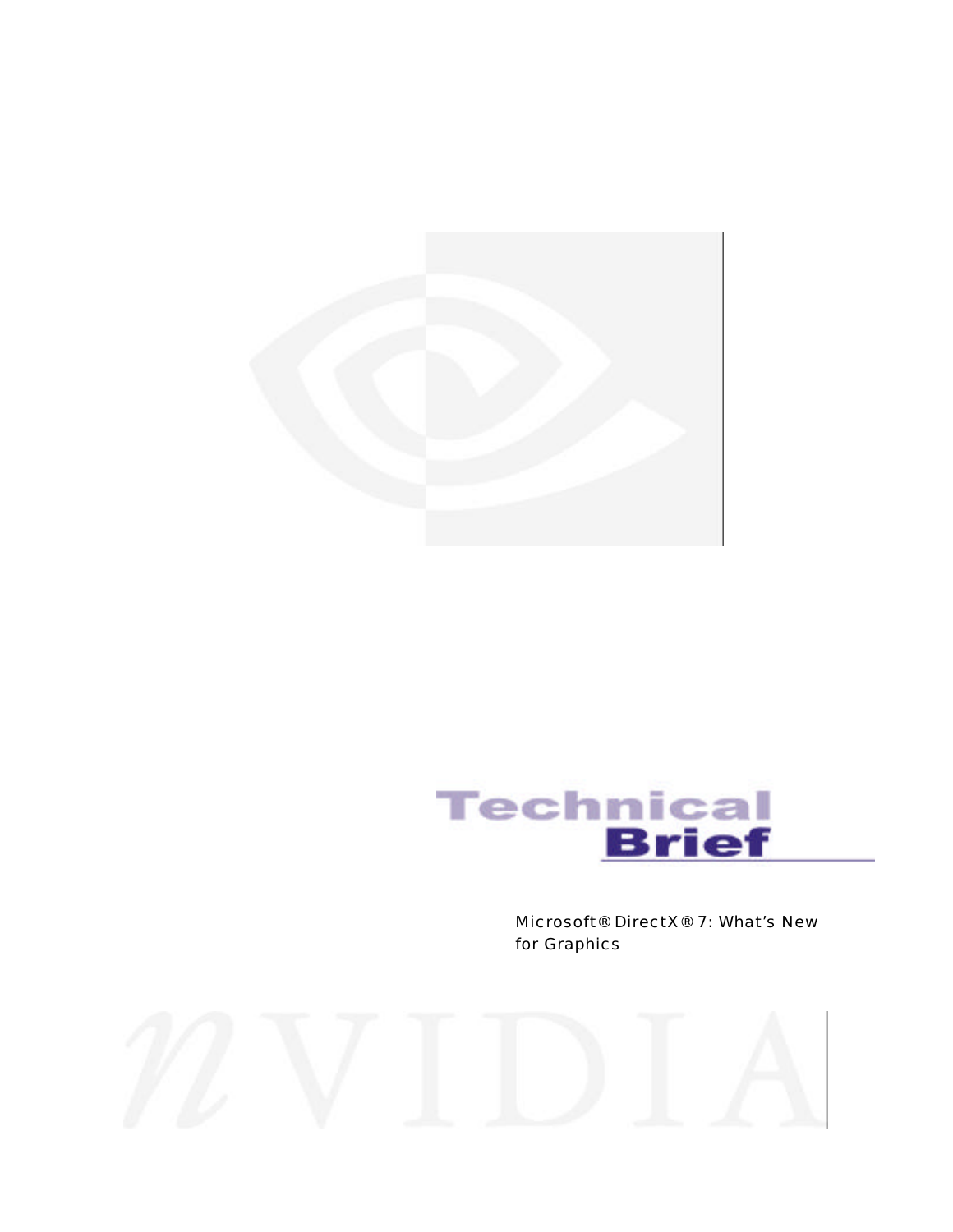# Technical Brief

Microsoft® DirectX® 7: What's New for Graphics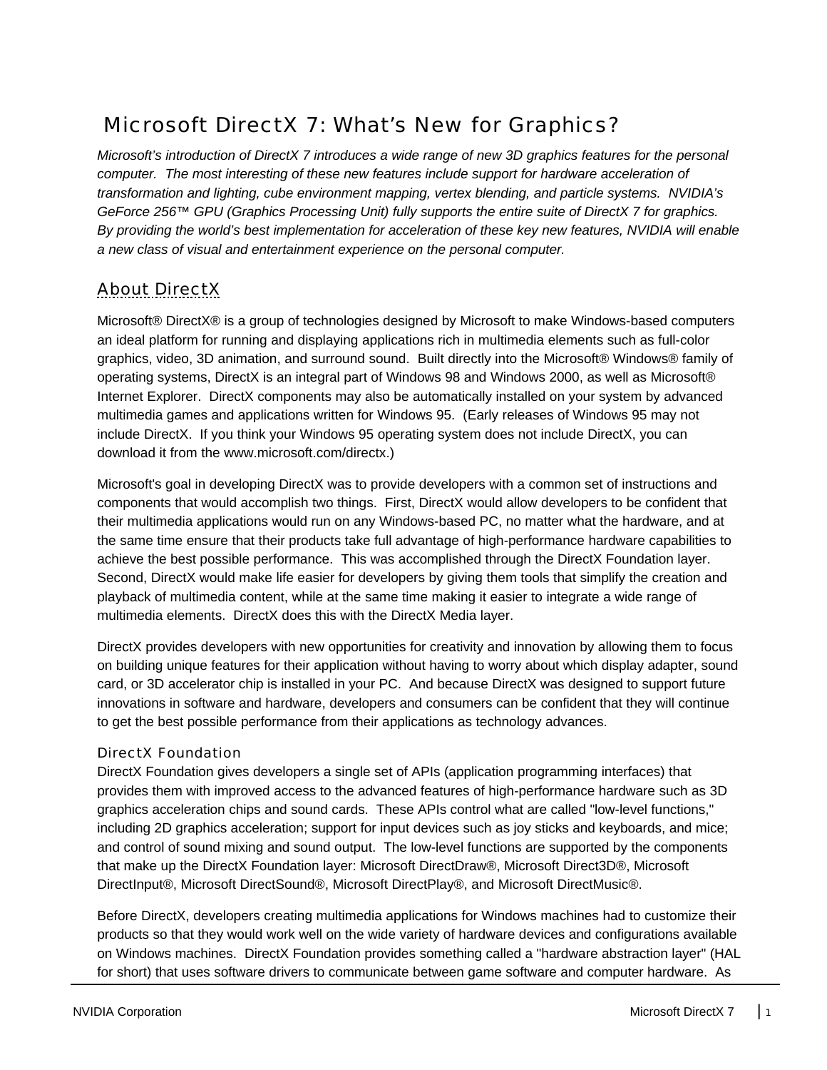# Microsoft DirectX 7: What's New for Graphics?

*Microsoft's introduction of DirectX 7 introduces a wide range of new 3D graphics features for the personal computer. The most interesting of these new features include support for hardware acceleration of transformation and lighting, cube environment mapping, vertex blending, and particle systems. NVIDIA's GeForce 256™ GPU (Graphics Processing Unit) fully supports the entire suite of DirectX 7 for graphics. By providing the world's best implementation for acceleration of these key new features, NVIDIA will enable a new class of visual and entertainment experience on the personal computer.*

## About DirectX

Microsoft® DirectX® is a group of technologies designed by Microsoft to make Windows-based computers an ideal platform for running and displaying applications rich in multimedia elements such as full-color graphics, video, 3D animation, and surround sound. Built directly into the Microsoft® Windows® family of operating systems, DirectX is an integral part of Windows 98 and Windows 2000, as well as Microsoft® Internet Explorer. DirectX components may also be automatically installed on your system by advanced multimedia games and applications written for Windows 95. (Early releases of Windows 95 may not include DirectX. If you think your Windows 95 operating system does not include DirectX, you can download it from the www.microsoft.com/directx.)

Microsoft's goal in developing DirectX was to provide developers with a common set of instructions and components that would accomplish two things. First, DirectX would allow developers to be confident that their multimedia applications would run on any Windows-based PC, no matter what the hardware, and at the same time ensure that their products take full advantage of high-performance hardware capabilities to achieve the best possible performance. This was accomplished through the DirectX Foundation layer. Second, DirectX would make life easier for developers by giving them tools that simplify the creation and playback of multimedia content, while at the same time making it easier to integrate a wide range of multimedia elements. DirectX does this with the DirectX Media layer.

DirectX provides developers with new opportunities for creativity and innovation by allowing them to focus on building unique features for their application without having to worry about which display adapter, sound card, or 3D accelerator chip is installed in your PC. And because DirectX was designed to support future innovations in software and hardware, developers and consumers can be confident that they will continue to get the best possible performance from their applications as technology advances.

### DirectX Foundation

DirectX Foundation gives developers a single set of APIs (application programming interfaces) that provides them with improved access to the advanced features of high-performance hardware such as 3D graphics acceleration chips and sound cards. These APIs control what are called "low-level functions," including 2D graphics acceleration; support for input devices such as joy sticks and keyboards, and mice; and control of sound mixing and sound output. The low-level functions are supported by the components that make up the DirectX Foundation layer: Microsoft DirectDraw®, Microsoft Direct3D®, Microsoft DirectInput®, Microsoft DirectSound®, Microsoft DirectPlay®, and Microsoft DirectMusic®.

Before DirectX, developers creating multimedia applications for Windows machines had to customize their products so that they would work well on the wide variety of hardware devices and configurations available on Windows machines. DirectX Foundation provides something called a "hardware abstraction layer" (HAL for short) that uses software drivers to communicate between game software and computer hardware. As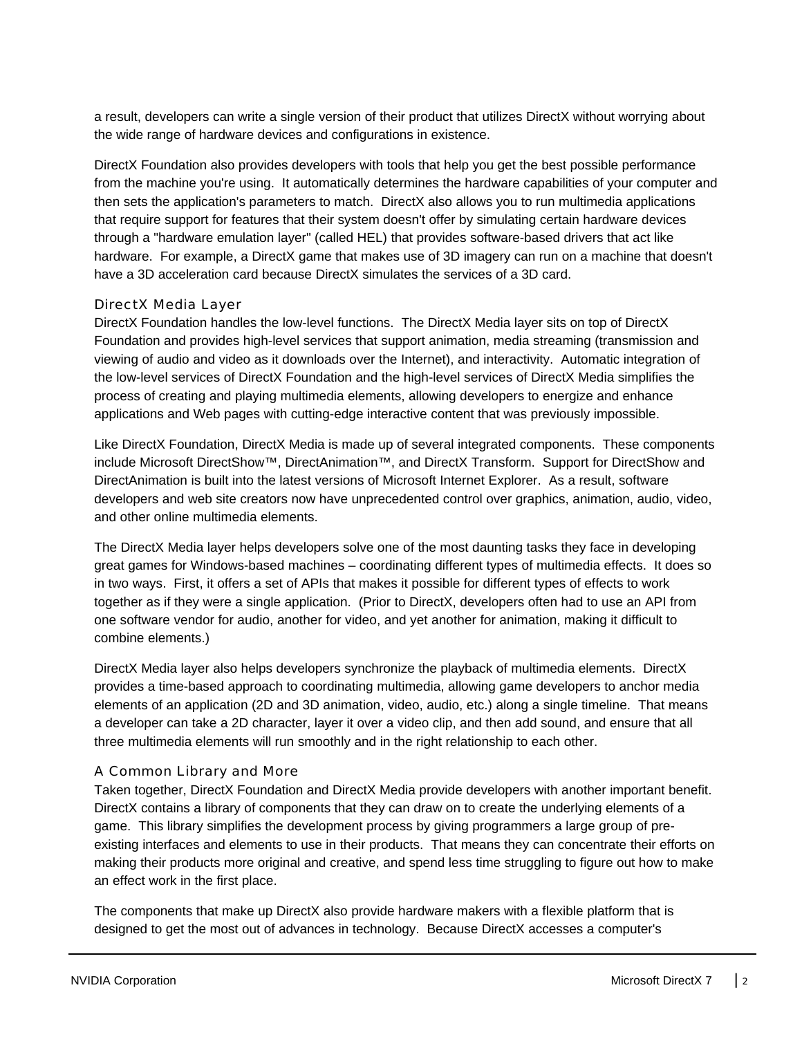a result, developers can write a single version of their product that utilizes DirectX without worrying about the wide range of hardware devices and configurations in existence.

DirectX Foundation also provides developers with tools that help you get the best possible performance from the machine you're using. It automatically determines the hardware capabilities of your computer and then sets the application's parameters to match. DirectX also allows you to run multimedia applications that require support for features that their system doesn't offer by simulating certain hardware devices through a "hardware emulation layer" (called HEL) that provides software-based drivers that act like hardware. For example, a DirectX game that makes use of 3D imagery can run on a machine that doesn't have a 3D acceleration card because DirectX simulates the services of a 3D card.

### DirectX Media Layer

DirectX Foundation handles the low-level functions. The DirectX Media layer sits on top of DirectX Foundation and provides high-level services that support animation, media streaming (transmission and viewing of audio and video as it downloads over the Internet), and interactivity. Automatic integration of the low-level services of DirectX Foundation and the high-level services of DirectX Media simplifies the process of creating and playing multimedia elements, allowing developers to energize and enhance applications and Web pages with cutting-edge interactive content that was previously impossible.

Like DirectX Foundation, DirectX Media is made up of several integrated components. These components include Microsoft DirectShow™, DirectAnimation™, and DirectX Transform. Support for DirectShow and DirectAnimation is built into the latest versions of Microsoft Internet Explorer. As a result, software developers and web site creators now have unprecedented control over graphics, animation, audio, video, and other online multimedia elements.

The DirectX Media layer helps developers solve one of the most daunting tasks they face in developing great games for Windows-based machines – coordinating different types of multimedia effects. It does so in two ways. First, it offers a set of APIs that makes it possible for different types of effects to work together as if they were a single application. (Prior to DirectX, developers often had to use an API from one software vendor for audio, another for video, and yet another for animation, making it difficult to combine elements.)

DirectX Media layer also helps developers synchronize the playback of multimedia elements. DirectX provides a time-based approach to coordinating multimedia, allowing game developers to anchor media elements of an application (2D and 3D animation, video, audio, etc.) along a single timeline. That means a developer can take a 2D character, layer it over a video clip, and then add sound, and ensure that all three multimedia elements will run smoothly and in the right relationship to each other.

### A Common Library and More

Taken together, DirectX Foundation and DirectX Media provide developers with another important benefit. DirectX contains a library of components that they can draw on to create the underlying elements of a game. This library simplifies the development process by giving programmers a large group of pre-existing interfaces and elements to use in their products. That means they can concentrate their efforts on making their products more original and creative, and spend less time struggling to figure out how to make an effect work in the first place.

The components that make up DirectX also provide hardware makers with a flexible platform that is designed to get the most out of advances in technology. Because DirectX accesses a computer's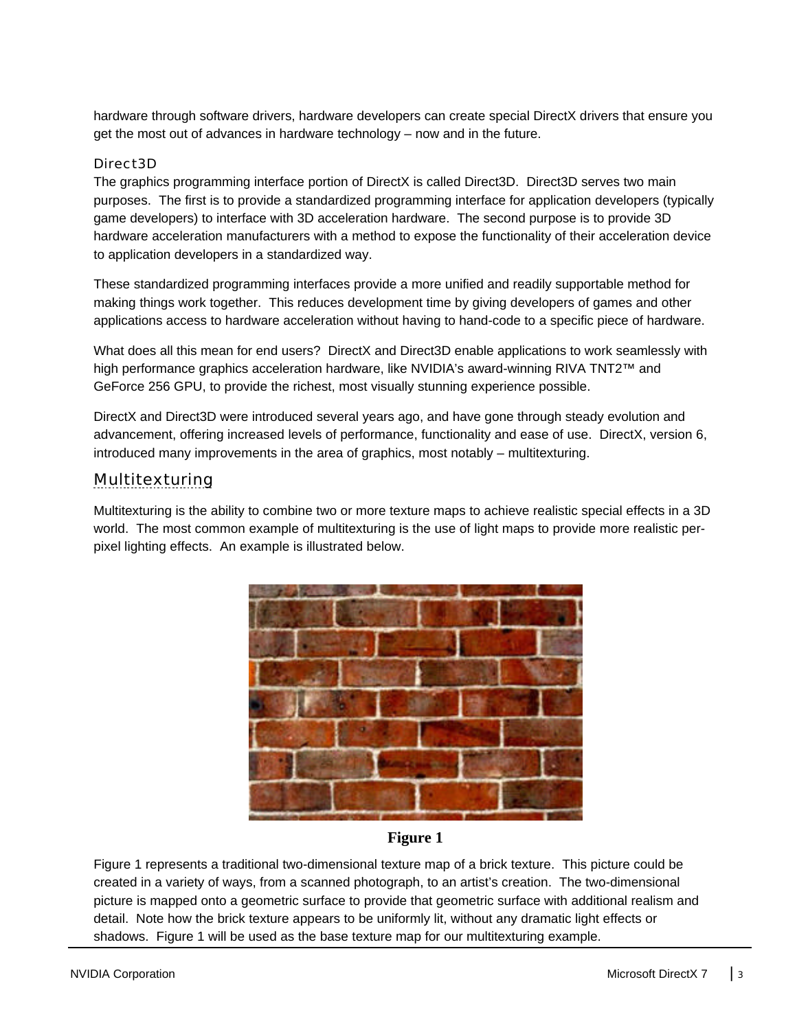hardware through software drivers, hardware developers can create special DirectX drivers that ensure you get the most out of advances in hardware technology – now and in the future.

### Direct3D

The graphics programming interface portion of DirectX is called Direct3D. Direct3D serves two main purposes. The first is to provide a standardized programming interface for application developers (typically game developers) to interface with 3D acceleration hardware. The second purpose is to provide 3D hardware acceleration manufacturers with a method to expose the functionality of their acceleration device to application developers in a standardized way.

These standardized programming interfaces provide a more unified and readily supportable method for making things work together. This reduces development time by giving developers of games and other applications access to hardware acceleration without having to hand-code to a specific piece of hardware.

What does all this mean for end users? DirectX and Direct3D enable applications to work seamlessly with high performance graphics acceleration hardware, like NVIDIA's award-winning RIVA TNT2™ and GeForce 256 GPU, to provide the richest, most visually stunning experience possible.

DirectX and Direct3D were introduced several years ago, and have gone through steady evolution and advancement, offering increased levels of performance, functionality and ease of use. DirectX, version 6, introduced many improvements in the area of graphics, most notably – multitexturing.

## Multitexturing

Multitexturing is the ability to combine two or more texture maps to achieve realistic special effects in a 3D world. The most common example of multitexturing is the use of light maps to provide more realistic per-pixel lighting effects. An example is illustrated below.

**Figure 1**

Figure 1 represents a traditional two-dimensional texture map of a brick texture. This picture could be created in a variety of ways, from a scanned photograph, to an artist's creation. The two-dimensional picture is mapped onto a geometric surface to provide that geometric surface with additional realism and detail. Note how the brick texture appears to be uniformly lit, without any dramatic light effects or shadows. Figure 1 will be used as the base texture map for our multitexturing example.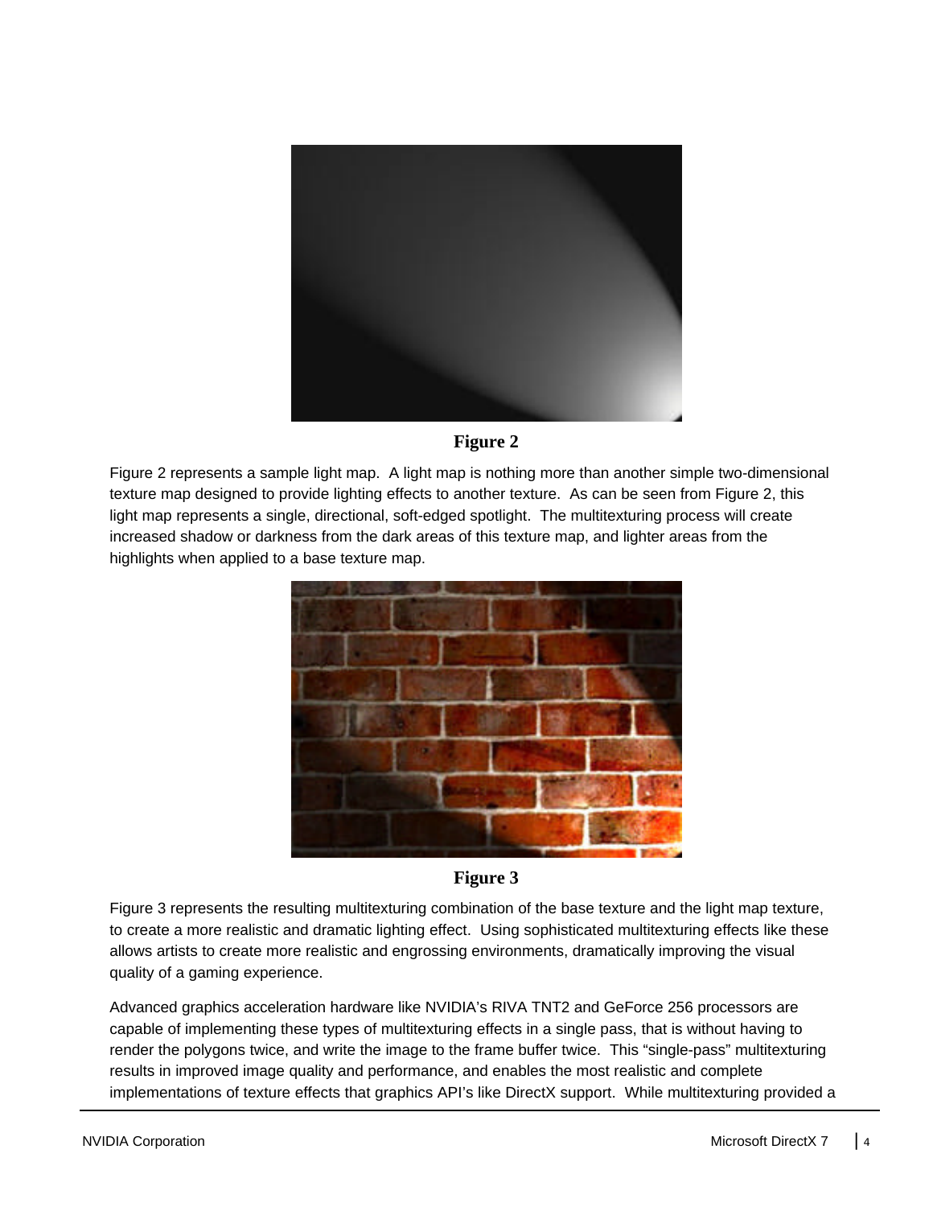**Figure 2**

Figure 2 represents a sample light map. A light map is nothing more than another simple two-dimensional texture map designed to provide lighting effects to another texture. As can be seen from Figure 2, this light map represents a single, directional, soft-edged spotlight. The multitexturing process will create increased shadow or darkness from the dark areas of this texture map, and lighter areas from the highlights when applied to a base texture map.

**Figure 3**

Figure 3 represents the resulting multitexturing combination of the base texture and the light map texture, to create a more realistic and dramatic lighting effect. Using sophisticated multitexturing effects like these allows artists to create more realistic and engrossing environments, dramatically improving the visual quality of a gaming experience.

Advanced graphics acceleration hardware like NVIDIA's RIVA TNT2 and GeForce 256 processors are capable of implementing these types of multitexturing effects in a single pass, that is without having to render the polygons twice, and write the image to the frame buffer twice. This "single-pass" multitexturing results in improved image quality and performance, and enables the most realistic and complete implementations of texture effects that graphics API's like DirectX support. While multitexturing provided a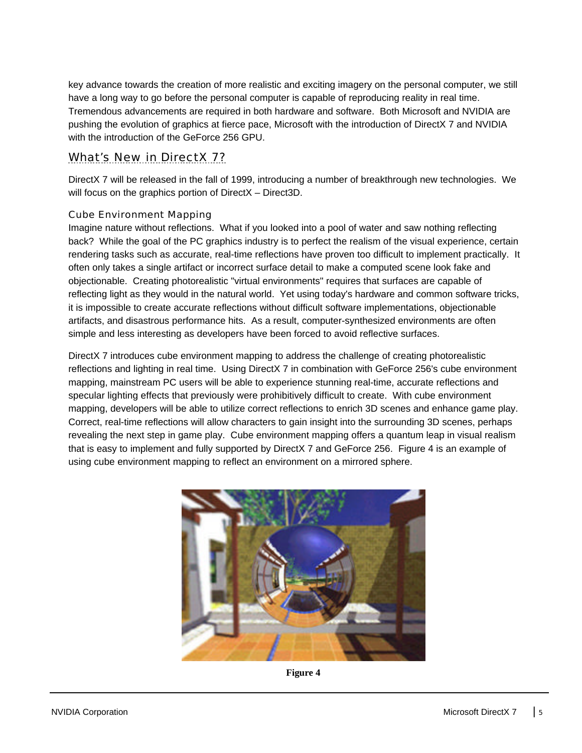key advance towards the creation of more realistic and exciting imagery on the personal computer, we still have a long way to go before the personal computer is capable of reproducing reality in real time. Tremendous advancements are required in both hardware and software. Both Microsoft and NVIDIA are pushing the evolution of graphics at fierce pace, Microsoft with the introduction of DirectX 7 and NVIDIA with the introduction of the GeForce 256 GPU.

## What's New in DirectX 7?

DirectX 7 will be released in the fall of 1999, introducing a number of breakthrough new technologies. We will focus on the graphics portion of DirectX – Direct3D.

### Cube Environment Mapping

Imagine nature without reflections. What if you looked into a pool of water and saw nothing reflecting back? While the goal of the PC graphics industry is to perfect the realism of the visual experience, certain rendering tasks such as accurate, real-time reflections have proven too difficult to implement practically. It often only takes a single artifact or incorrect surface detail to make a computed scene look fake and objectionable. Creating photorealistic "virtual environments" requires that surfaces are capable of reflecting light as they would in the natural world. Yet using today's hardware and common software tricks, it is impossible to create accurate reflections without difficult software implementations, objectionable artifacts, and disastrous performance hits. As a result, computer-synthesized environments are often simple and less interesting as developers have been forced to avoid reflective surfaces.

DirectX 7 introduces cube environment mapping to address the challenge of creating photorealistic reflections and lighting in real time. Using DirectX 7 in combination with GeForce 256's cube environment mapping, mainstream PC users will be able to experience stunning real-time, accurate reflections and specular lighting effects that previously were prohibitively difficult to create. With cube environment mapping, developers will be able to utilize correct reflections to enrich 3D scenes and enhance game play. Correct, real-time reflections will allow characters to gain insight into the surrounding 3D scenes, perhaps revealing the next step in game play. Cube environment mapping offers a quantum leap in visual realism that is easy to implement and fully supported by DirectX 7 and GeForce 256. Figure 4 is an example of using cube environment mapping to reflect an environment on a mirrored sphere.

**Figure 4**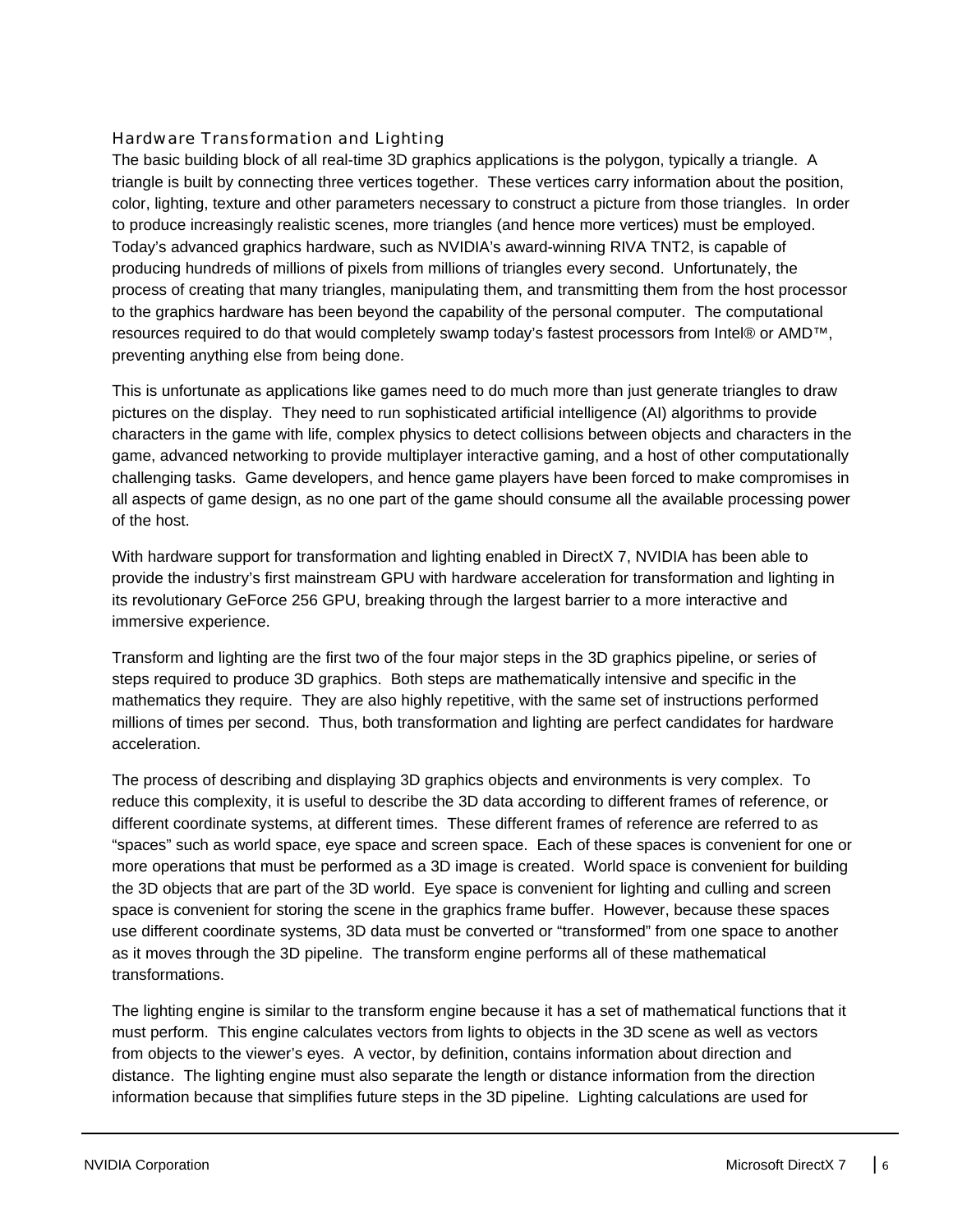### Hardware Transformation and Lighting

The basic building block of all real-time 3D graphics applications is the polygon, typically a triangle. A triangle is built by connecting three vertices together. These vertices carry information about the position, color, lighting, texture and other parameters necessary to construct a picture from those triangles. In order to produce increasingly realistic scenes, more triangles (and hence more vertices) must be employed. Today's advanced graphics hardware, such as NVIDIA's award-winning RIVA TNT2, is capable of producing hundreds of millions of pixels from millions of triangles every second. Unfortunately, the process of creating that many triangles, manipulating them, and transmitting them from the host processor to the graphics hardware has been beyond the capability of the personal computer. The computational resources required to do that would completely swamp today's fastest processors from Intel® or AMD™, preventing anything else from being done.

This is unfortunate as applications like games need to do much more than just generate triangles to draw pictures on the display. They need to run sophisticated artificial intelligence (AI) algorithms to provide characters in the game with life, complex physics to detect collisions between objects and characters in the game, advanced networking to provide multiplayer interactive gaming, and a host of other computationally challenging tasks. Game developers, and hence game players have been forced to make compromises in all aspects of game design, as no one part of the game should consume all the available processing power of the host.

With hardware support for transformation and lighting enabled in DirectX 7, NVIDIA has been able to provide the industry's first mainstream GPU with hardware acceleration for transformation and lighting in its revolutionary GeForce 256 GPU, breaking through the largest barrier to a more interactive and immersive experience.

Transform and lighting are the first two of the four major steps in the 3D graphics pipeline, or series of steps required to produce 3D graphics. Both steps are mathematically intensive and specific in the mathematics they require. They are also highly repetitive, with the same set of instructions performed millions of times per second. Thus, both transformation and lighting are perfect candidates for hardware acceleration.

The process of describing and displaying 3D graphics objects and environments is very complex. To reduce this complexity, it is useful to describe the 3D data according to different frames of reference, or different coordinate systems, at different times. These different frames of reference are referred to as "spaces" such as world space, eye space and screen space. Each of these spaces is convenient for one or more operations that must be performed as a 3D image is created. World space is convenient for building the 3D objects that are part of the 3D world. Eye space is convenient for lighting and culling and screen space is convenient for storing the scene in the graphics frame buffer. However, because these spaces use different coordinate systems, 3D data must be converted or "transformed" from one space to another as it moves through the 3D pipeline. The transform engine performs all of these mathematical transformations.

The lighting engine is similar to the transform engine because it has a set of mathematical functions that it must perform. This engine calculates vectors from lights to objects in the 3D scene as well as vectors from objects to the viewer's eyes. A vector, by definition, contains information about direction and distance. The lighting engine must also separate the length or distance information from the direction information because that simplifies future steps in the 3D pipeline. Lighting calculations are used for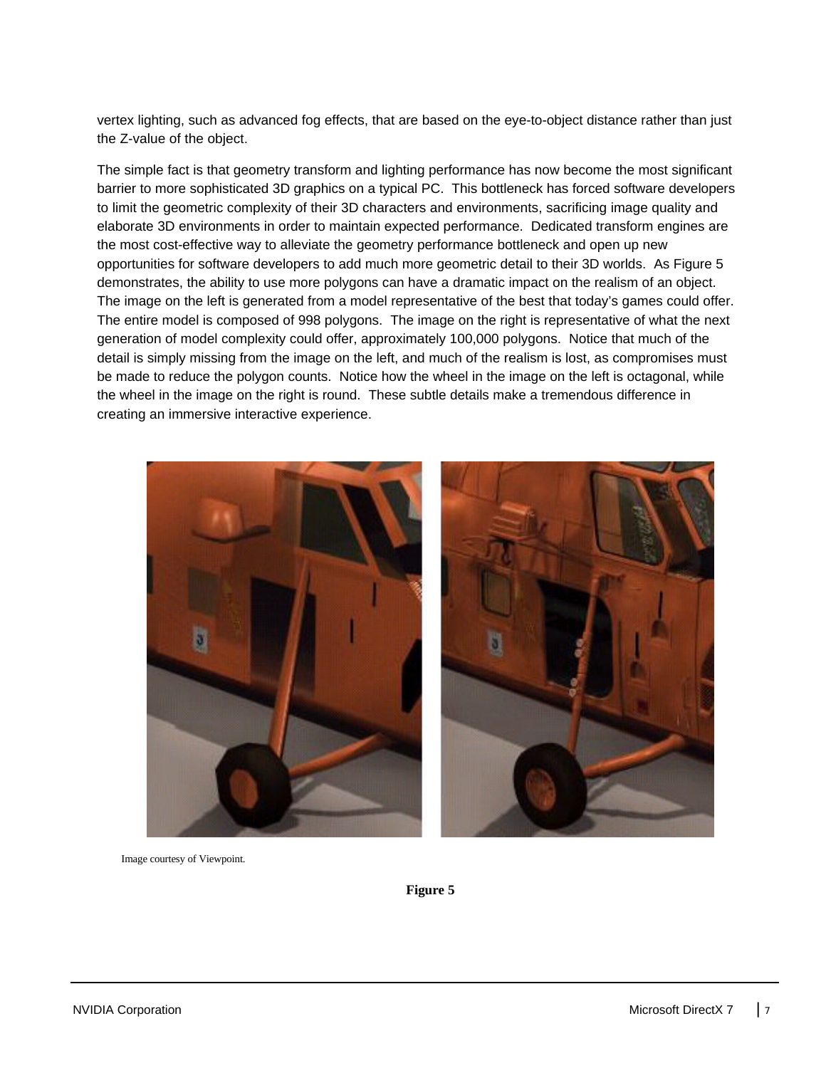vertex lighting, such as advanced fog effects, that are based on the eye-to-object distance rather than just the Z-value of the object.

The simple fact is that geometry transform and lighting performance has now become the most significant barrier to more sophisticated 3D graphics on a typical PC. This bottleneck has forced software developers to limit the geometric complexity of their 3D characters and environments, sacrificing image quality and elaborate 3D environments in order to maintain expected performance. Dedicated transform engines are the most cost-effective way to alleviate the geometry performance bottleneck and open up new opportunities for software developers to add much more geometric detail to their 3D worlds. As Figure 5 demonstrates, the ability to use more polygons can have a dramatic impact on the realism of an object. The image on the left is generated from a model representative of the best that today's games could offer. The entire model is composed of 998 polygons. The image on the right is representative of what the next generation of model complexity could offer, approximately 100,000 polygons. Notice that much of the detail is simply missing from the image on the left, and much of the realism is lost, as compromises must be made to reduce the polygon counts. Notice how the wheel in the image on the left is octagonal, while the wheel in the image on the right is round. These subtle details make a tremendous difference in creating an immersive interactive experience.

Image courtesy of Viewpoint.

**Figure 5**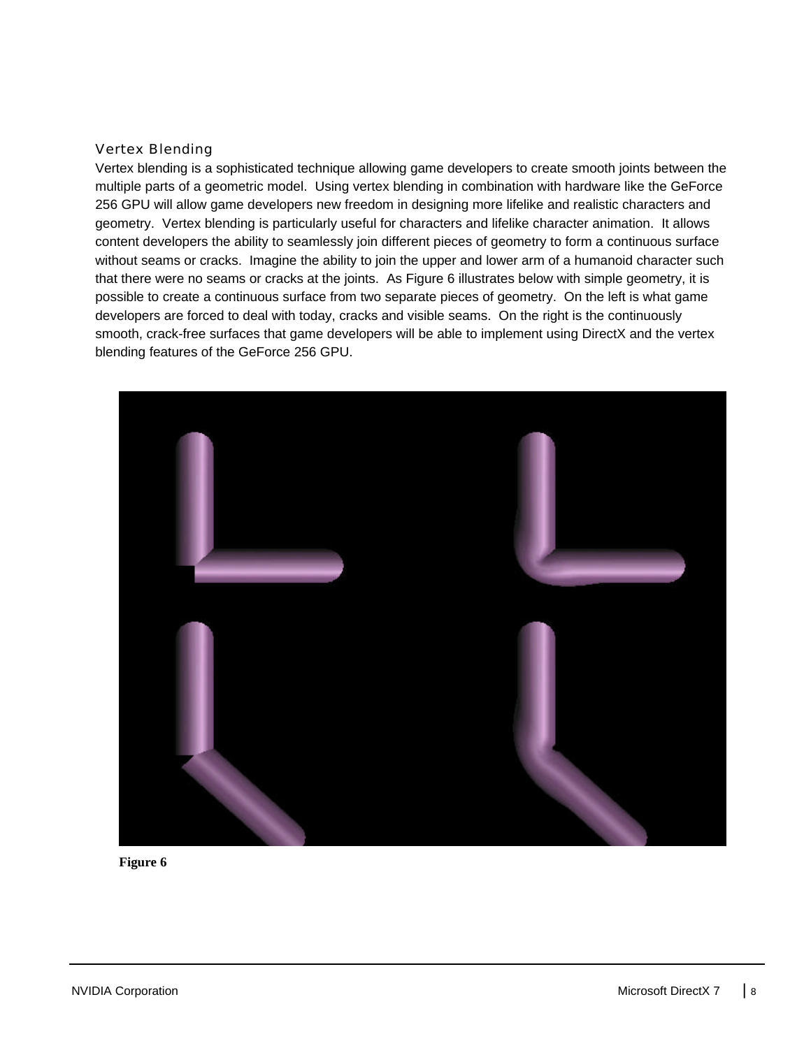### Vertex Blending

Vertex blending is a sophisticated technique allowing game developers to create smooth joints between the multiple parts of a geometric model. Using vertex blending in combination with hardware like the GeForce 256 GPU will allow game developers new freedom in designing more lifelike and realistic characters and geometry. Vertex blending is particularly useful for characters and lifelike character animation. It allows content developers the ability to seamlessly join different pieces of geometry to form a continuous surface without seams or cracks. Imagine the ability to join the upper and lower arm of a humanoid character such that there were no seams or cracks at the joints. As Figure 6 illustrates below with simple geometry, it is possible to create a continuous surface from two separate pieces of geometry. On the left is what game developers are forced to deal with today, cracks and visible seams. On the right is the continuously smooth, crack-free surfaces that game developers will be able to implement using DirectX and the vertex blending features of the GeForce 256 GPU.

**Figure 6**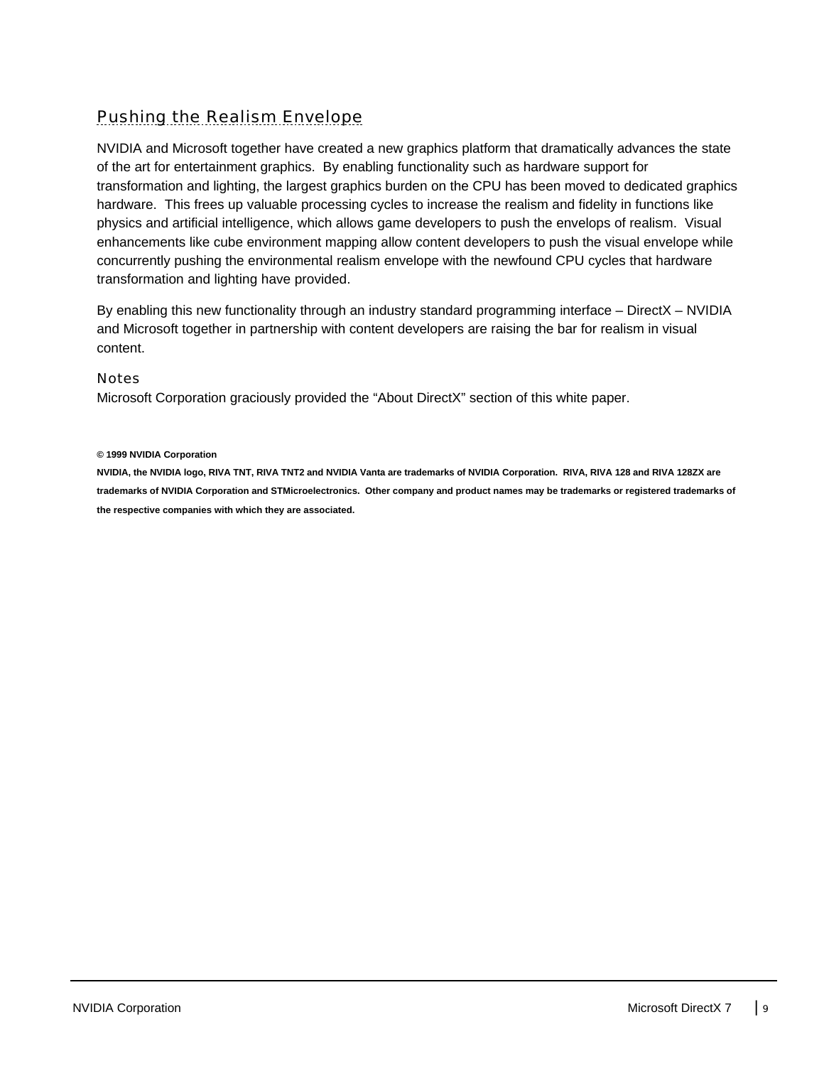## Pushing the Realism Envelope

NVIDIA and Microsoft together have created a new graphics platform that dramatically advances the state of the art for entertainment graphics. By enabling functionality such as hardware support for transformation and lighting, the largest graphics burden on the CPU has been moved to dedicated graphics hardware. This frees up valuable processing cycles to increase the realism and fidelity in functions like physics and artificial intelligence, which allows game developers to push the envelops of realism. Visual enhancements like cube environment mapping allow content developers to push the visual envelope while concurrently pushing the environmental realism envelope with the newfound CPU cycles that hardware transformation and lighting have provided.

By enabling this new functionality through an industry standard programming interface – DirectX – NVIDIA and Microsoft together in partnership with content developers are raising the bar for realism in visual content.

### Notes

Microsoft Corporation graciously provided the “About DirectX” section of this white paper.

**© 1999 NVIDIA Corporation**

**NVIDIA, the NVIDIA logo, RIVA TNT, RIVA TNT2 and NVIDIA Vanta are trademarks of NVIDIA Corporation. RIVA, RIVA 128 and RIVA 128ZX are trademarks of NVIDIA Corporation and STMicroelectronics. Other company and product names may be trademarks or registered trademarks of the respective companies with which they are associated.**